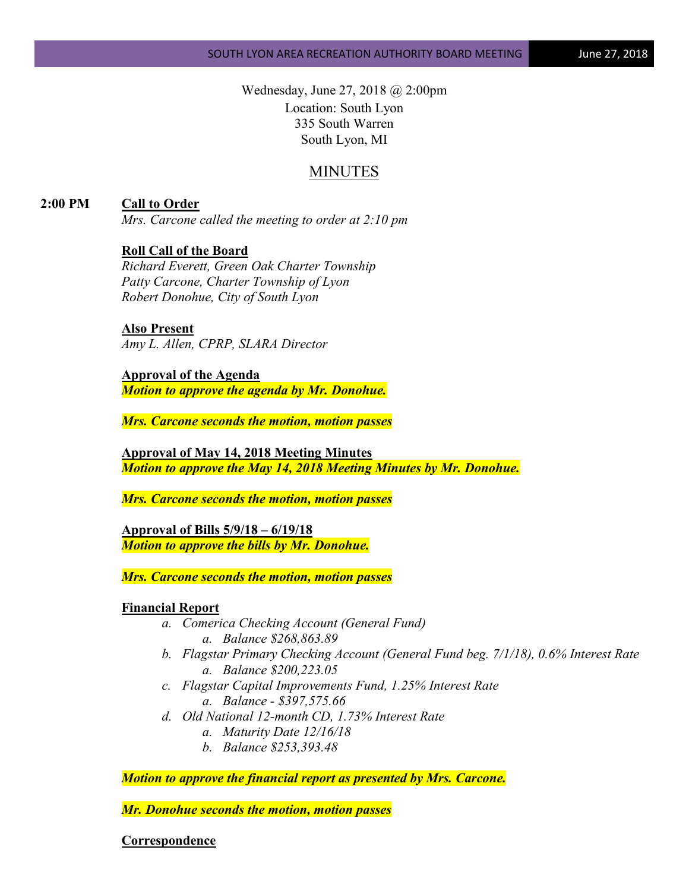Wednesday, June 27, 2018 @ 2:00pm
Location: South Lyon
335 South Warren
South Lyon, MI

# MINUTES

**2:00 PM** **Call to Order**
*Mrs. Carcone called the meeting to order at 2:10 pm*

**Roll Call of the Board**
*Richard Everett, Green Oak Charter Township*
*Patty Carcone, Charter Township of Lyon*
*Robert Donohue, City of South Lyon*

**Also Present**
*Amy L. Allen, CPRP, SLARA Director*

**Approval of the Agenda**
***Motion to approve the agenda by Mr. Donohue.***

***Mrs. Carcone seconds the motion, motion passes***

**Approval of May 14, 2018 Meeting Minutes**
***Motion to approve the May 14, 2018 Meeting Minutes by Mr. Donohue.***

***Mrs. Carcone seconds the motion, motion passes***

**Approval of Bills 5/9/18 – 6/19/18**
***Motion to approve the bills by Mr. Donohue.***

***Mrs. Carcone seconds the motion, motion passes***

**Financial Report**

a. *Comerica Checking Account (General Fund)*
    a. *Balance $268,863.89*
b. *Flagstar Primary Checking Account (General Fund beg. 7/1/18), 0.6% Interest Rate*
    a. *Balance $200,223.05*
c. *Flagstar Capital Improvements Fund, 1.25% Interest Rate*
    a. *Balance - $397,575.66*
d. *Old National 12-month CD, 1.73% Interest Rate*
    a. *Maturity Date 12/16/18*
    b. *Balance $253,393.48*

***Motion to approve the financial report as presented by Mrs. Carcone.***

***Mr. Donohue seconds the motion, motion passes***

**Correspondence**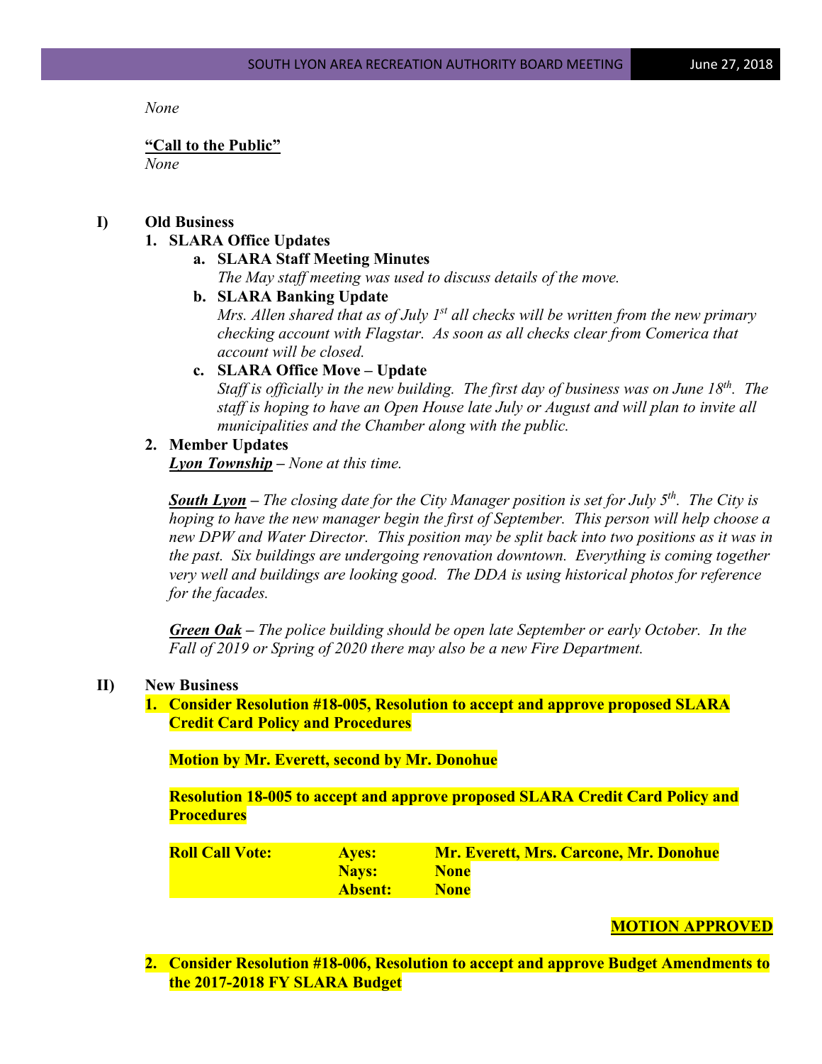*None*

**<u>"Call to the Public"</u>**
*None*

**I) Old Business**

1. **SLARA Office Updates**
   a. **SLARA Staff Meeting Minutes**
   *The May staff meeting was used to discuss details of the move.*
   b. **SLARA Banking Update**
   *Mrs. Allen shared that as of July 1st all checks will be written from the new primary checking account with Flagstar. As soon as all checks clear from Comerica that account will be closed.*
   c. **SLARA Office Move – Update**
   *Staff is officially in the new building. The first day of business was on June 18th. The staff is hoping to have an Open House late July or August and will plan to invite all municipalities and the Chamber along with the public.*

2. **Member Updates**
   ***<u>Lyon Township</u>*** *– None at this time.*

   ***<u>South Lyon</u>*** *– The closing date for the City Manager position is set for July 5th. The City is hoping to have the new manager begin the first of September. This person will help choose a new DPW and Water Director. This position may be split back into two positions as it was in the past. Six buildings are undergoing renovation downtown. Everything is coming together very well and buildings are looking good. The DDA is using historical photos for reference for the facades.*

   ***<u>Green Oak</u>*** *– The police building should be open late September or early October. In the Fall of 2019 or Spring of 2020 there may also be a new Fire Department.*

**II) New Business**

1. **Consider Resolution #18-005, Resolution to accept and approve proposed SLARA Credit Card Policy and Procedures**

   **Motion by Mr. Everett, second by Mr. Donohue**

   **Resolution 18-005 to accept and approve proposed SLARA Credit Card Policy and Procedures**

   | | | |
   |---|---|---|
   | **Roll Call Vote:** | **Ayes:** | **Mr. Everett, Mrs. Carcone, Mr. Donohue** |
   | | **Nays:** | **None** |
   | | **Absent:** | **None** |

   **<u>MOTION APPROVED</u>**

2. **Consider Resolution #18-006, Resolution to accept and approve Budget Amendments to the 2017-2018 FY SLARA Budget**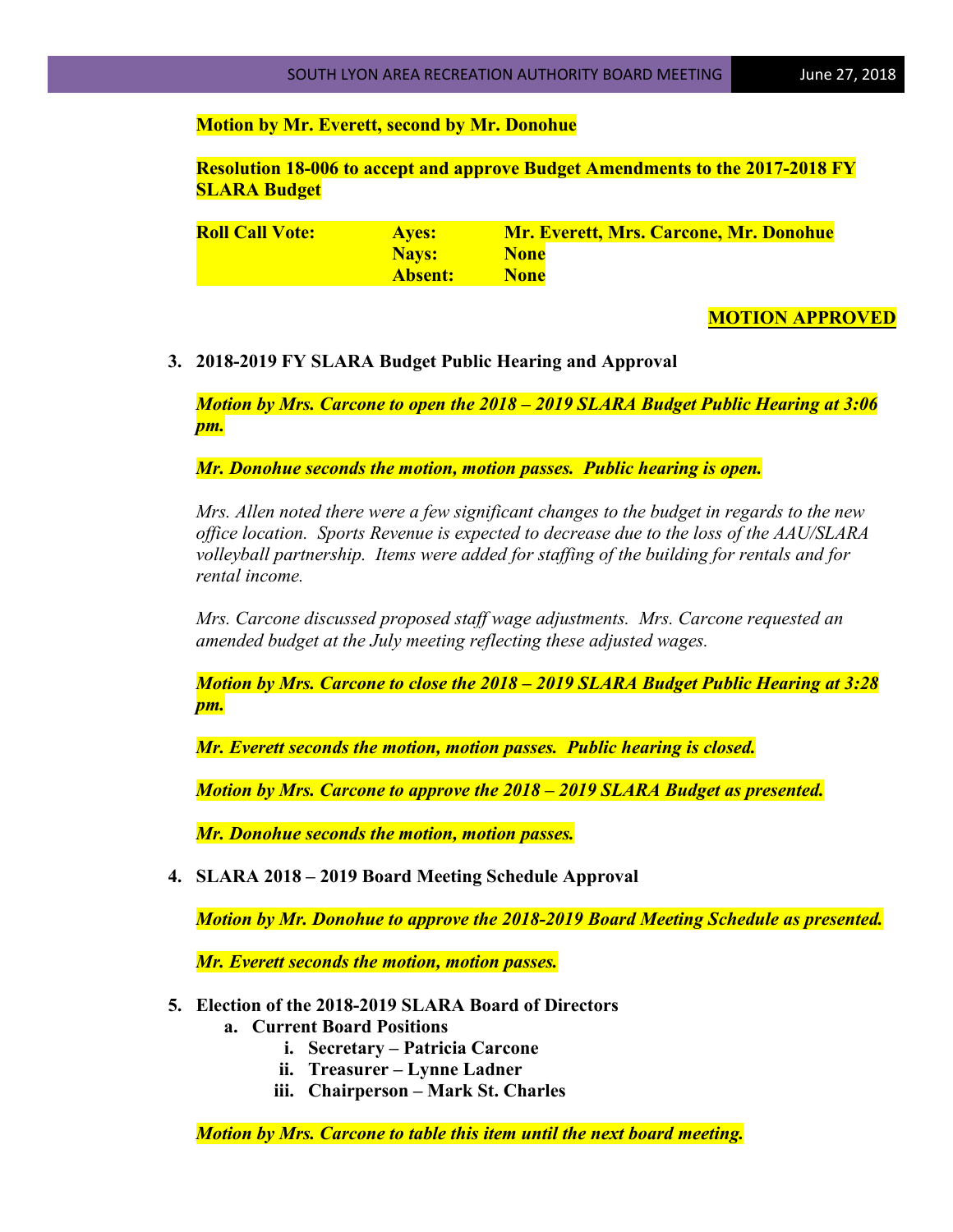**Motion by Mr. Everett, second by Mr. Donohue**

**Resolution 18-006 to accept and approve Budget Amendments to the 2017-2018 FY SLARA Budget**

| **Roll Call Vote:** | **Ayes:** | **Mr. Everett, Mrs. Carcone, Mr. Donohue** |
|---|---|---|
| | **Nays:** | **None** |
| | **Absent:** | **None** |

**MOTION APPROVED**

3. **2018-2019 FY SLARA Budget Public Hearing and Approval**

   ***Motion by Mrs. Carcone to open the 2018 – 2019 SLARA Budget Public Hearing at 3:06 pm.***

   ***Mr. Donohue seconds the motion, motion passes. Public hearing is open.***

   *Mrs. Allen noted there were a few significant changes to the budget in regards to the new office location. Sports Revenue is expected to decrease due to the loss of the AAU/SLARA volleyball partnership. Items were added for staffing of the building for rentals and for rental income.*

   *Mrs. Carcone discussed proposed staff wage adjustments. Mrs. Carcone requested an amended budget at the July meeting reflecting these adjusted wages.*

   ***Motion by Mrs. Carcone to close the 2018 – 2019 SLARA Budget Public Hearing at 3:28 pm.***

   ***Mr. Everett seconds the motion, motion passes. Public hearing is closed.***

   ***Motion by Mrs. Carcone to approve the 2018 – 2019 SLARA Budget as presented.***

   ***Mr. Donohue seconds the motion, motion passes.***

4. **SLARA 2018 – 2019 Board Meeting Schedule Approval**

   ***Motion by Mr. Donohue to approve the 2018-2019 Board Meeting Schedule as presented.***

   ***Mr. Everett seconds the motion, motion passes.***

5. **Election of the 2018-2019 SLARA Board of Directors**
   a. **Current Board Positions**
      i. **Secretary – Patricia Carcone**
      ii. **Treasurer – Lynne Ladner**
      iii. **Chairperson – Mark St. Charles**

   ***Motion by Mrs. Carcone to table this item until the next board meeting.***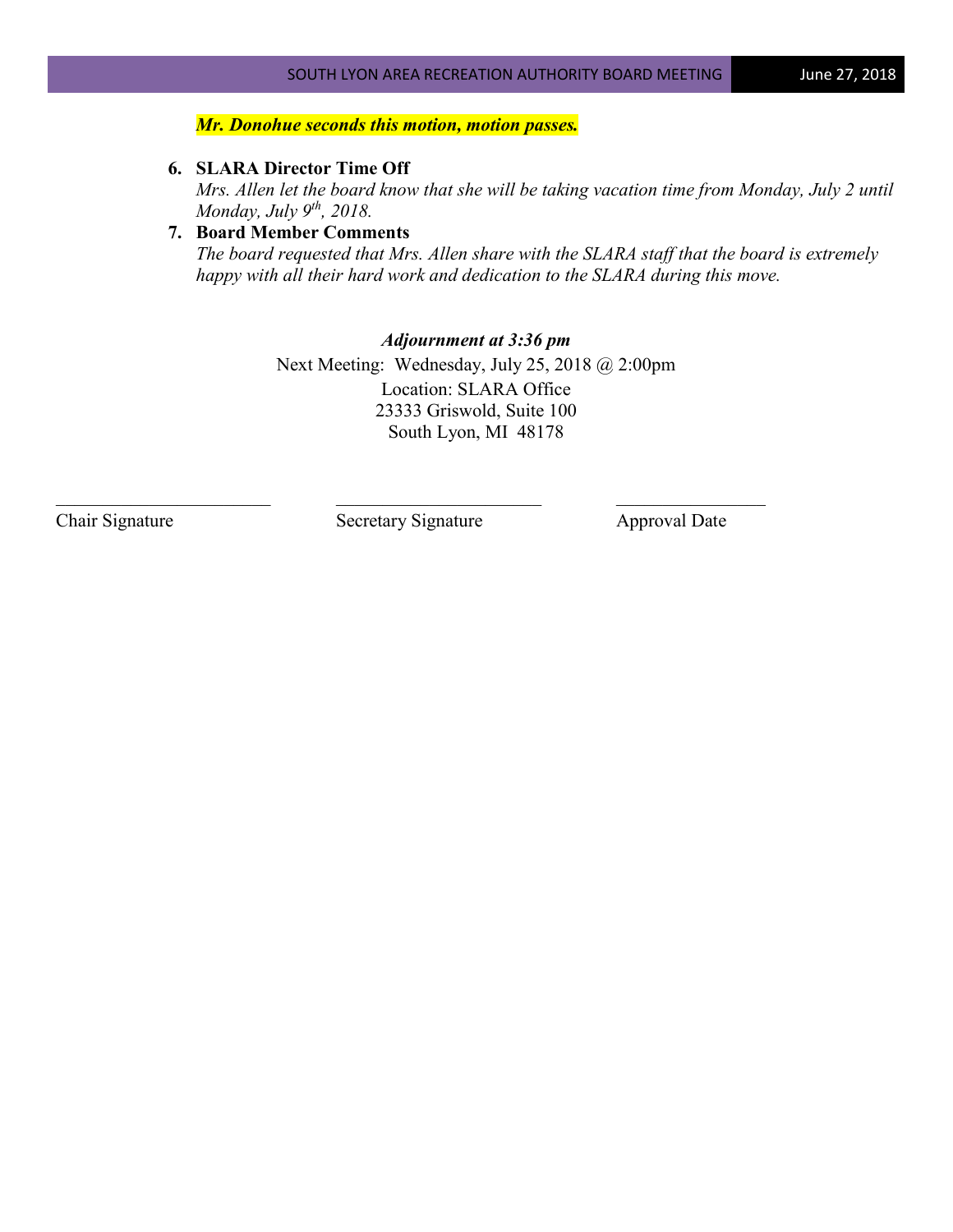***Mr. Donohue seconds this motion, motion passes.***

6. **SLARA Director Time Off**
   *Mrs. Allen let the board know that she will be taking vacation time from Monday, July 2 until Monday, July 9th, 2018.*
7. **Board Member Comments**
   *The board requested that Mrs. Allen share with the SLARA staff that the board is extremely happy with all their hard work and dedication to the SLARA during this move.*

***Adjournment at 3:36 pm***

Next Meeting: Wednesday, July 25, 2018 @ 2:00pm
Location: SLARA Office
23333 Griswold, Suite 100
South Lyon, MI 48178

\_\_\_\_\_\_\_\_\_\_\_\_\_\_\_\_\_\_\_\_\_\_\_\_ \_\_\_\_\_\_\_\_\_\_\_\_\_\_\_\_\_\_\_\_\_\_\_\_ \_\_\_\_\_\_\_\_\_\_\_\_\_\_\_\_\_\_
Chair Signature Secretary Signature Approval Date